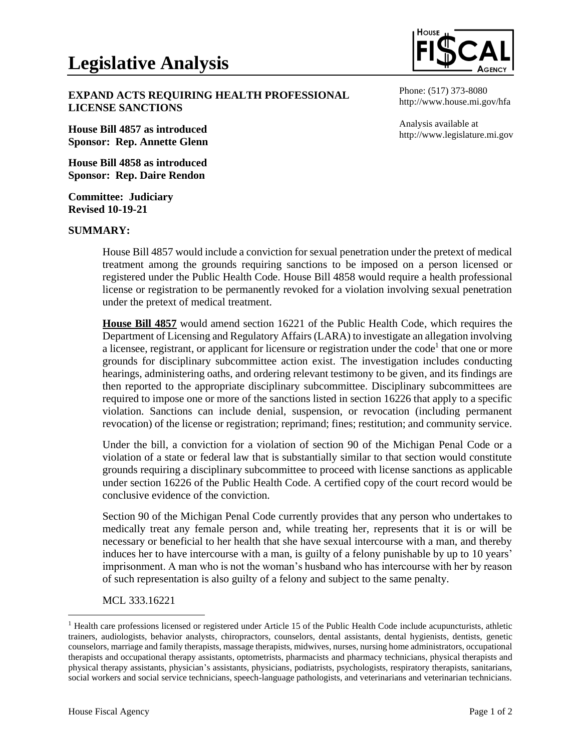# Legislative Analysis

**HOUSE FISCAL AGENCY**

Phone: (517) 373-8080
http://www.house.mi.gov/hfa

Analysis available at
http://www.legislature.mi.gov

**EXPAND ACTS REQUIRING HEALTH PROFESSIONAL LICENSE SANCTIONS**

**House Bill 4857 as introduced**
**Sponsor: Rep. Annette Glenn**

**House Bill 4858 as introduced**
**Sponsor: Rep. Daire Rendon**

**Committee: Judiciary**
**Revised 10-19-21**

## SUMMARY:

House Bill 4857 would include a conviction for sexual penetration under the pretext of medical treatment among the grounds requiring sanctions to be imposed on a person licensed or registered under the Public Health Code. House Bill 4858 would require a health professional license or registration to be permanently revoked for a violation involving sexual penetration under the pretext of medical treatment.

**House Bill 4857** would amend section 16221 of the Public Health Code, which requires the Department of Licensing and Regulatory Affairs (LARA) to investigate an allegation involving a licensee, registrant, or applicant for licensure or registration under the code[1] that one or more grounds for disciplinary subcommittee action exist. The investigation includes conducting hearings, administering oaths, and ordering relevant testimony to be given, and its findings are then reported to the appropriate disciplinary subcommittee. Disciplinary subcommittees are required to impose one or more of the sanctions listed in section 16226 that apply to a specific violation. Sanctions can include denial, suspension, or revocation (including permanent revocation) of the license or registration; reprimand; fines; restitution; and community service.

Under the bill, a conviction for a violation of section 90 of the Michigan Penal Code or a violation of a state or federal law that is substantially similar to that section would constitute grounds requiring a disciplinary subcommittee to proceed with license sanctions as applicable under section 16226 of the Public Health Code. A certified copy of the court record would be conclusive evidence of the conviction.

Section 90 of the Michigan Penal Code currently provides that any person who undertakes to medically treat any female person and, while treating her, represents that it is or will be necessary or beneficial to her health that she have sexual intercourse with a man, and thereby induces her to have intercourse with a man, is guilty of a felony punishable by up to 10 years' imprisonment. A man who is not the woman's husband who has intercourse with her by reason of such representation is also guilty of a felony and subject to the same penalty.

MCL 333.16221

---

[1] Health care professions licensed or registered under Article 15 of the Public Health Code include acupuncturists, athletic trainers, audiologists, behavior analysts, chiropractors, counselors, dental assistants, dental hygienists, dentists, genetic counselors, marriage and family therapists, massage therapists, midwives, nurses, nursing home administrators, occupational therapists and occupational therapy assistants, optometrists, pharmacists and pharmacy technicians, physical therapists and physical therapy assistants, physician's assistants, physicians, podiatrists, psychologists, respiratory therapists, sanitarians, social workers and social service technicians, speech-language pathologists, and veterinarians and veterinarian technicians.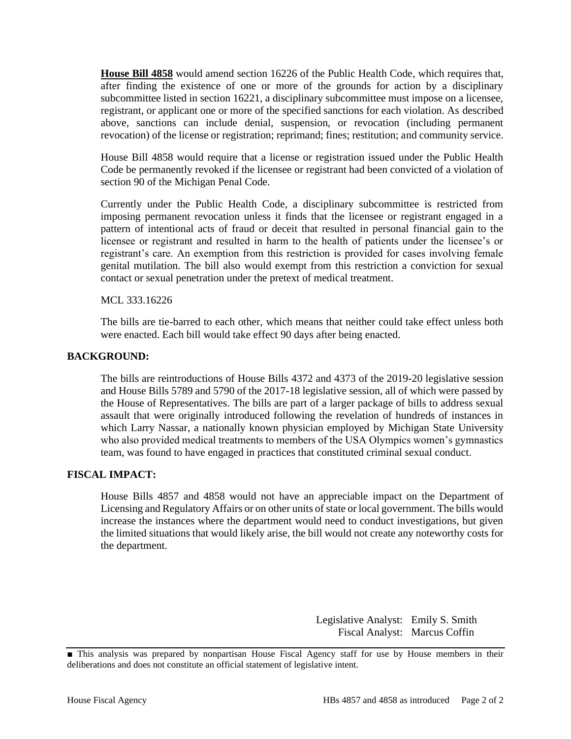**House Bill 4858** would amend section 16226 of the Public Health Code, which requires that, after finding the existence of one or more of the grounds for action by a disciplinary subcommittee listed in section 16221, a disciplinary subcommittee must impose on a licensee, registrant, or applicant one or more of the specified sanctions for each violation. As described above, sanctions can include denial, suspension, or revocation (including permanent revocation) of the license or registration; reprimand; fines; restitution; and community service.

House Bill 4858 would require that a license or registration issued under the Public Health Code be permanently revoked if the licensee or registrant had been convicted of a violation of section 90 of the Michigan Penal Code.

Currently under the Public Health Code, a disciplinary subcommittee is restricted from imposing permanent revocation unless it finds that the licensee or registrant engaged in a pattern of intentional acts of fraud or deceit that resulted in personal financial gain to the licensee or registrant and resulted in harm to the health of patients under the licensee's or registrant's care. An exemption from this restriction is provided for cases involving female genital mutilation. The bill also would exempt from this restriction a conviction for sexual contact or sexual penetration under the pretext of medical treatment.

MCL 333.16226

The bills are tie-barred to each other, which means that neither could take effect unless both were enacted. Each bill would take effect 90 days after being enacted.

## BACKGROUND:

The bills are reintroductions of House Bills 4372 and 4373 of the 2019-20 legislative session and House Bills 5789 and 5790 of the 2017-18 legislative session, all of which were passed by the House of Representatives. The bills are part of a larger package of bills to address sexual assault that were originally introduced following the revelation of hundreds of instances in which Larry Nassar, a nationally known physician employed by Michigan State University who also provided medical treatments to members of the USA Olympics women's gymnastics team, was found to have engaged in practices that constituted criminal sexual conduct.

## FISCAL IMPACT:

House Bills 4857 and 4858 would not have an appreciable impact on the Department of Licensing and Regulatory Affairs or on other units of state or local government. The bills would increase the instances where the department would need to conduct investigations, but given the limited situations that would likely arise, the bill would not create any noteworthy costs for the department.

Legislative Analyst: Emily S. Smith
Fiscal Analyst: Marcus Coffin

■ This analysis was prepared by nonpartisan House Fiscal Agency staff for use by House members in their deliberations and does not constitute an official statement of legislative intent.